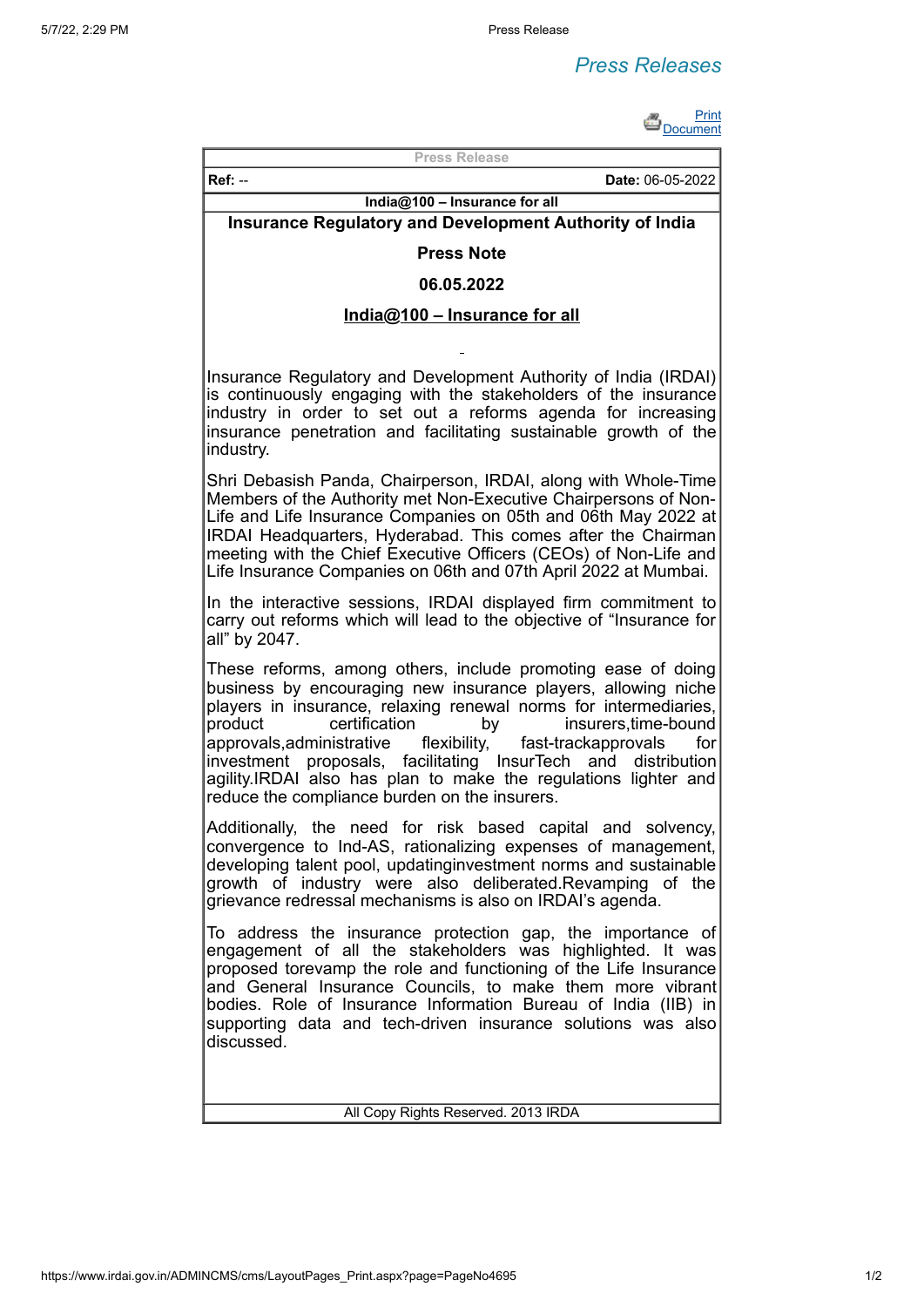# Press Releases

| Press Release | |
|---|---|
| **Ref:** -- | **Date:** 06-05-2022 |
| **India@100 – Insurance for all** | |

## Insurance Regulatory and Development Authority of India

**Press Note**

**06.05.2022**

**India@100 – Insurance for all**

Insurance Regulatory and Development Authority of India (IRDAI) is continuously engaging with the stakeholders of the insurance industry in order to set out a reforms agenda for increasing insurance penetration and facilitating sustainable growth of the industry.

Shri Debasish Panda, Chairperson, IRDAI, along with Whole-Time Members of the Authority met Non-Executive Chairpersons of Non-Life and Life Insurance Companies on 05th and 06th May 2022 at IRDAI Headquarters, Hyderabad. This comes after the Chairman meeting with the Chief Executive Officers (CEOs) of Non-Life and Life Insurance Companies on 06th and 07th April 2022 at Mumbai.

In the interactive sessions, IRDAI displayed firm commitment to carry out reforms which will lead to the objective of "Insurance for all" by 2047.

These reforms, among others, include promoting ease of doing business by encouraging new insurance players, allowing niche players in insurance, relaxing renewal norms for intermediaries, product certification by insurers,time-bound approvals,administrative flexibility, fast-trackapprovals for investment proposals, facilitating InsurTech and distribution agility.IRDAI also has plan to make the regulations lighter and reduce the compliance burden on the insurers.

Additionally, the need for risk based capital and solvency, convergence to Ind-AS, rationalizing expenses of management, developing talent pool, updatinginvestment norms and sustainable growth of industry were also deliberated.Revamping of the grievance redressal mechanisms is also on IRDAI's agenda.

To address the insurance protection gap, the importance of engagement of all the stakeholders was highlighted. It was proposed torevamp the role and functioning of the Life Insurance and General Insurance Councils, to make them more vibrant bodies. Role of Insurance Information Bureau of India (IIB) in supporting data and tech-driven insurance solutions was also discussed.

All Copy Rights Reserved. 2013 IRDA